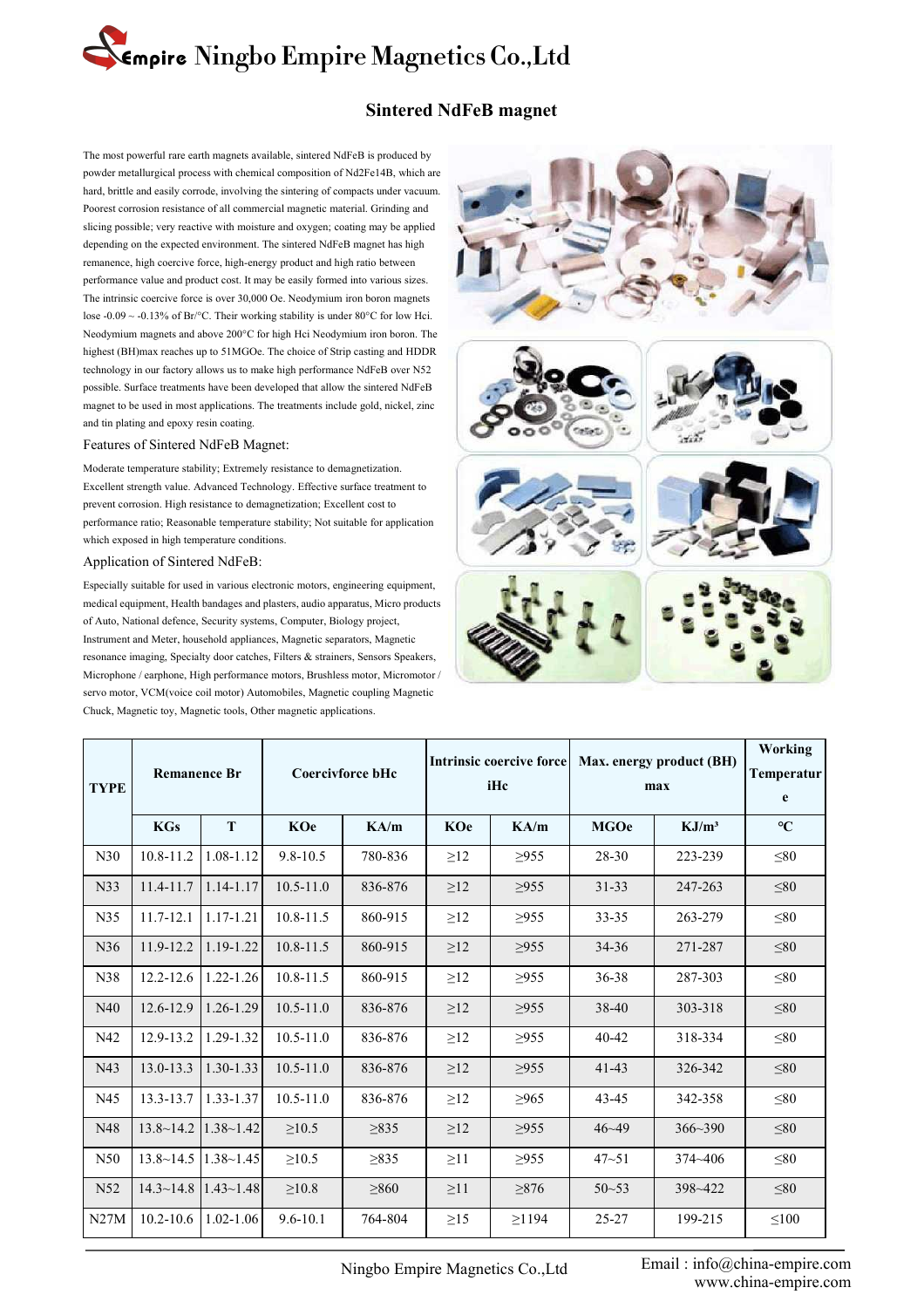# Ningbo Empire Magnetics Co.,Ltd

## Sintered NdFeB magnet

The most powerful rare earth magnets available, sintered NdFeB is produced by powder metallurgical process with chemical composition of $Nd_2Fe_{14}B$, which are hard, brittle and easily corrode, involving the sintering of compacts under vacuum. Poorest corrosion resistance of all commercial magnetic material. Grinding and slicing possible; very reactive with moisture and oxygen; coating may be applied depending on the expected environment. The sintered NdFeB magnet has high remanence, high coercive force, high-energy product and high ratio between performance value and product cost. It may be easily formed into various sizes. The intrinsic coercive force is over 30,000 Oe. Neodymium iron boron magnets lose -0.09 ~ -0.13% of Br/°C. Their working stability is under 80°C for low Hci. Neodymium magnets and above 200°C for high Hci Neodymium iron boron. The highest (BH)max reaches up to 51MGOe. The choice of Strip casting and HDDR technology in our factory allows us to make high performance NdFeB over N52 possible. Surface treatments have been developed that allow the sintered NdFeB magnet to be used in most applications. The treatments include gold, nickel, zinc and tin plating and epoxy resin coating.

### Features of Sintered NdFeB Magnet:

Moderate temperature stability; Extremely resistance to demagnetization. Excellent strength value. Advanced Technology. Effective surface treatment to prevent corrosion. High resistance to demagnetization; Excellent cost to performance ratio; Reasonable temperature stability; Not suitable for application which exposed in high temperature conditions.

### Application of Sintered NdFeB:

Especially suitable for used in various electronic motors, engineering equipment, medical equipment, Health bandages and plasters, audio apparatus, Micro products of Auto, National defence, Security systems, Computer, Biology project, Instrument and Meter, household appliances, Magnetic separators, Magnetic resonance imaging, Specialty door catches, Filters & strainers, Sensors Speakers, Microphone / earphone, High performance motors, Brushless motor, Micromotor / servo motor, VCM(voice coil motor) Automobiles, Magnetic coupling Magnetic Chuck, Magnetic toy, Magnetic tools, Other magnetic applications.

| TYPE | Remanence Br | | Coercivforce bHc | | Intrinsic coercive force iHc | | Max. energy product (BH) max | | Working Temperature |
|---|---|---|---|---|---|---|---|---|---|
| | KGs | T | KOe | KA/m | KOe | KA/m | MGOe | KJ/m³ | ℃ |
| N30 | 10.8-11.2 | 1.08-1.12 | 9.8-10.5 | 780-836 | ≥12 | ≥955 | 28-30 | 223-239 | ≤80 |
| N33 | 11.4-11.7 | 1.14-1.17 | 10.5-11.0 | 836-876 | ≥12 | ≥955 | 31-33 | 247-263 | ≤80 |
| N35 | 11.7-12.1 | 1.17-1.21 | 10.8-11.5 | 860-915 | ≥12 | ≥955 | 33-35 | 263-279 | ≤80 |
| N36 | 11.9-12.2 | 1.19-1.22 | 10.8-11.5 | 860-915 | ≥12 | ≥955 | 34-36 | 271-287 | ≤80 |
| N38 | 12.2-12.6 | 1.22-1.26 | 10.8-11.5 | 860-915 | ≥12 | ≥955 | 36-38 | 287-303 | ≤80 |
| N40 | 12.6-12.9 | 1.26-1.29 | 10.5-11.0 | 836-876 | ≥12 | ≥955 | 38-40 | 303-318 | ≤80 |
| N42 | 12.9-13.2 | 1.29-1.32 | 10.5-11.0 | 836-876 | ≥12 | ≥955 | 40-42 | 318-334 | ≤80 |
| N43 | 13.0-13.3 | 1.30-1.33 | 10.5-11.0 | 836-876 | ≥12 | ≥955 | 41-43 | 326-342 | ≤80 |
| N45 | 13.3-13.7 | 1.33-1.37 | 10.5-11.0 | 836-876 | ≥12 | ≥965 | 43-45 | 342-358 | ≤80 |
| N48 | 13.8~14.2 | 1.38~1.42 | ≥10.5 | ≥835 | ≥12 | ≥955 | 46~49 | 366~390 | ≤80 |
| N50 | 13.8~14.5 | 1.38~1.45 | ≥10.5 | ≥835 | ≥11 | ≥955 | 47~51 | 374~406 | ≤80 |
| N52 | 14.3~14.8 | 1.43~1.48 | ≥10.8 | ≥860 | ≥11 | ≥876 | 50~53 | 398~422 | ≤80 |
| N27M | 10.2-10.6 | 1.02-1.06 | 9.6-10.1 | 764-804 | ≥15 | ≥1194 | 25-27 | 199-215 | ≤100 |

Ningbo Empire Magnetics Co.,Ltd

Email : info@china-empire.com
www.china-empire.com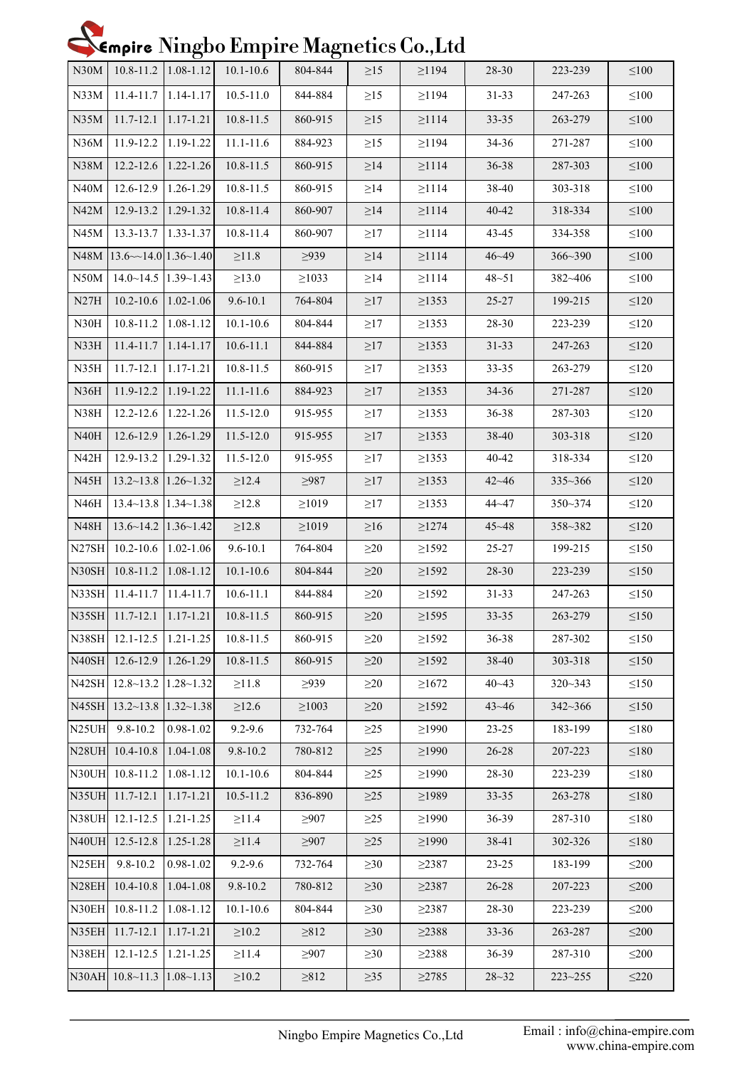| N30M | 10.8-11.2 | 1.08-1.12 | 10.1-10.6 | 804-844 | ≥15 | ≥1194 | 28-30 | 223-239 | ≤100 |
|---|---|---|---|---|---|---|---|---|---|
| N33M | 11.4-11.7 | 1.14-1.17 | 10.5-11.0 | 844-884 | ≥15 | ≥1194 | 31-33 | 247-263 | ≤100 |
| N35M | 11.7-12.1 | 1.17-1.21 | 10.8-11.5 | 860-915 | ≥15 | ≥1114 | 33-35 | 263-279 | ≤100 |
| N36M | 11.9-12.2 | 1.19-1.22 | 11.1-11.6 | 884-923 | ≥15 | ≥1194 | 34-36 | 271-287 | ≤100 |
| N38M | 12.2-12.6 | 1.22-1.26 | 10.8-11.5 | 860-915 | ≥14 | ≥1114 | 36-38 | 287-303 | ≤100 |
| N40M | 12.6-12.9 | 1.26-1.29 | 10.8-11.5 | 860-915 | ≥14 | ≥1114 | 38-40 | 303-318 | ≤100 |
| N42M | 12.9-13.2 | 1.29-1.32 | 10.8-11.4 | 860-907 | ≥14 | ≥1114 | 40-42 | 318-334 | ≤100 |
| N45M | 13.3-13.7 | 1.33-1.37 | 10.8-11.4 | 860-907 | ≥17 | ≥1114 | 43-45 | 334-358 | ≤100 |
| N48M | 13.6~~14.0 | 1.36~1.40 | ≥11.8 | ≥939 | ≥14 | ≥1114 | 46~49 | 366~390 | ≤100 |
| N50M | 14.0~14.5 | 1.39~1.43 | ≥13.0 | ≥1033 | ≥14 | ≥1114 | 48~51 | 382~406 | ≤100 |
| N27H | 10.2-10.6 | 1.02-1.06 | 9.6-10.1 | 764-804 | ≥17 | ≥1353 | 25-27 | 199-215 | ≤120 |
| N30H | 10.8-11.2 | 1.08-1.12 | 10.1-10.6 | 804-844 | ≥17 | ≥1353 | 28-30 | 223-239 | ≤120 |
| N33H | 11.4-11.7 | 1.14-1.17 | 10.6-11.1 | 844-884 | ≥17 | ≥1353 | 31-33 | 247-263 | ≤120 |
| N35H | 11.7-12.1 | 1.17-1.21 | 10.8-11.5 | 860-915 | ≥17 | ≥1353 | 33-35 | 263-279 | ≤120 |
| N36H | 11.9-12.2 | 1.19-1.22 | 11.1-11.6 | 884-923 | ≥17 | ≥1353 | 34-36 | 271-287 | ≤120 |
| N38H | 12.2-12.6 | 1.22-1.26 | 11.5-12.0 | 915-955 | ≥17 | ≥1353 | 36-38 | 287-303 | ≤120 |
| N40H | 12.6-12.9 | 1.26-1.29 | 11.5-12.0 | 915-955 | ≥17 | ≥1353 | 38-40 | 303-318 | ≤120 |
| N42H | 12.9-13.2 | 1.29-1.32 | 11.5-12.0 | 915-955 | ≥17 | ≥1353 | 40-42 | 318-334 | ≤120 |
| N45H | 13.2~13.8 | 1.26~1.32 | ≥12.4 | ≥987 | ≥17 | ≥1353 | 42~46 | 335~366 | ≤120 |
| N46H | 13.4~13.8 | 1.34~1.38 | ≥12.8 | ≥1019 | ≥17 | ≥1353 | 44~47 | 350~374 | ≤120 |
| N48H | 13.6~14.2 | 1.36~1.42 | ≥12.8 | ≥1019 | ≥16 | ≥1274 | 45~48 | 358~382 | ≤120 |
| N27SH | 10.2-10.6 | 1.02-1.06 | 9.6-10.1 | 764-804 | ≥20 | ≥1592 | 25-27 | 199-215 | ≤150 |
| N30SH | 10.8-11.2 | 1.08-1.12 | 10.1-10.6 | 804-844 | ≥20 | ≥1592 | 28-30 | 223-239 | ≤150 |
| N33SH | 11.4-11.7 | 11.4-11.7 | 10.6-11.1 | 844-884 | ≥20 | ≥1592 | 31-33 | 247-263 | ≤150 |
| N35SH | 11.7-12.1 | 1.17-1.21 | 10.8-11.5 | 860-915 | ≥20 | ≥1595 | 33-35 | 263-279 | ≤150 |
| N38SH | 12.1-12.5 | 1.21-1.25 | 10.8-11.5 | 860-915 | ≥20 | ≥1592 | 36-38 | 287-302 | ≤150 |
| N40SH | 12.6-12.9 | 1.26-1.29 | 10.8-11.5 | 860-915 | ≥20 | ≥1592 | 38-40 | 303-318 | ≤150 |
| N42SH | 12.8~13.2 | 1.28~1.32 | ≥11.8 | ≥939 | ≥20 | ≥1672 | 40~43 | 320~343 | ≤150 |
| N45SH | 13.2~13.8 | 1.32~1.38 | ≥12.6 | ≥1003 | ≥20 | ≥1592 | 43~46 | 342~366 | ≤150 |
| N25UH | 9.8-10.2 | 0.98-1.02 | 9.2-9.6 | 732-764 | ≥25 | ≥1990 | 23-25 | 183-199 | ≤180 |
| N28UH | 10.4-10.8 | 1.04-1.08 | 9.8-10.2 | 780-812 | ≥25 | ≥1990 | 26-28 | 207-223 | ≤180 |
| N30UH | 10.8-11.2 | 1.08-1.12 | 10.1-10.6 | 804-844 | ≥25 | ≥1990 | 28-30 | 223-239 | ≤180 |
| N35UH | 11.7-12.1 | 1.17-1.21 | 10.5-11.2 | 836-890 | ≥25 | ≥1989 | 33-35 | 263-278 | ≤180 |
| N38UH | 12.1-12.5 | 1.21-1.25 | ≥11.4 | ≥907 | ≥25 | ≥1990 | 36-39 | 287-310 | ≤180 |
| N40UH | 12.5-12.8 | 1.25-1.28 | ≥11.4 | ≥907 | ≥25 | ≥1990 | 38-41 | 302-326 | ≤180 |
| N25EH | 9.8-10.2 | 0.98-1.02 | 9.2-9.6 | 732-764 | ≥30 | ≥2387 | 23-25 | 183-199 | ≤200 |
| N28EH | 10.4-10.8 | 1.04-1.08 | 9.8-10.2 | 780-812 | ≥30 | ≥2387 | 26-28 | 207-223 | ≤200 |
| N30EH | 10.8-11.2 | 1.08-1.12 | 10.1-10.6 | 804-844 | ≥30 | ≥2387 | 28-30 | 223-239 | ≤200 |
| N35EH | 11.7-12.1 | 1.17-1.21 | ≥10.2 | ≥812 | ≥30 | ≥2388 | 33-36 | 263-287 | ≤200 |
| N38EH | 12.1-12.5 | 1.21-1.25 | ≥11.4 | ≥907 | ≥30 | ≥2388 | 36-39 | 287-310 | ≤200 |
| N30AH | 10.8~11.3 | 1.08~1.13 | ≥10.2 | ≥812 | ≥35 | ≥2785 | 28~32 | 223~255 | ≤220 |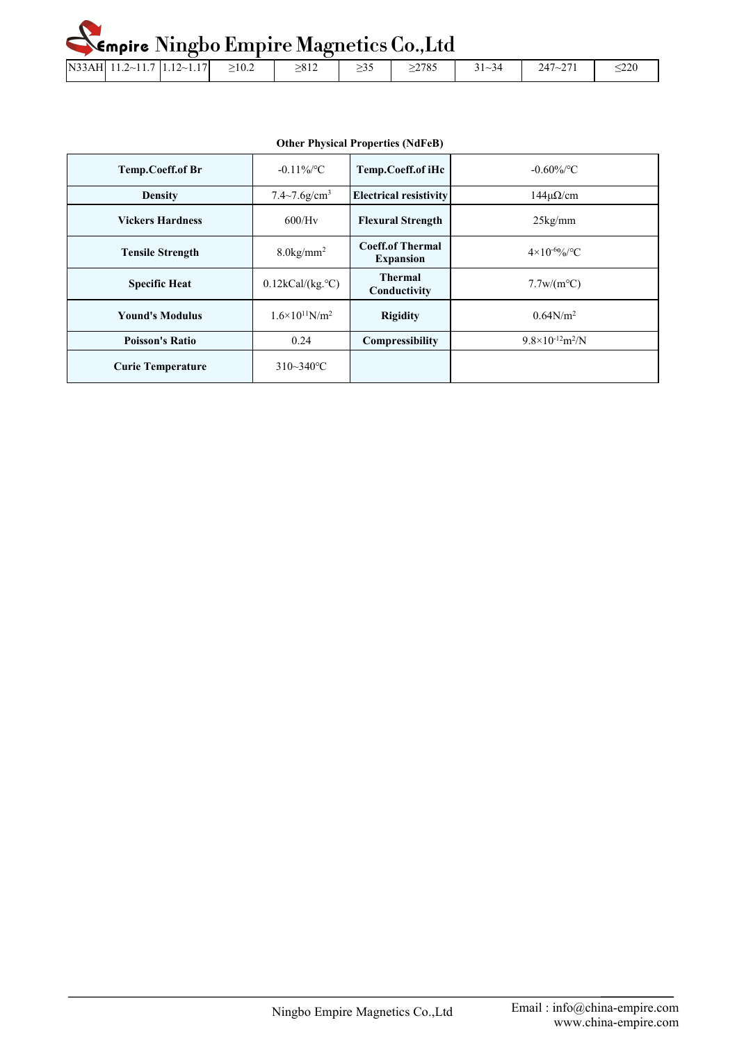| | | | | | | | | |
|---|---|---|---|---|---|---|---|---|
| N33AH | 11.2~11.7 | 1.12~1.17 | ≥10.2 | ≥812 | ≥35 | ≥2785 | 31~34 | 247~271 | ≤220 |

**Other Physical Properties (NdFeB)**

| | | | |
|---|---|---|---|
| **Temp.Coeff.of Br** | -0.11%/℃ | **Temp.Coeff.of iHc** | -0.60%/℃ |
| **Density** | $7.4\sim7.6g/cm^3$ | **Electrical resistivity** | 144μΩ/cm |
| **Vickers Hardness** | 600/Hv | **Flexural Strength** | 25kg/mm |
| **Tensile Strength** | $8.0kg/mm^2$ | **Coeff.of Thermal Expansion** | $4\times10^{-6}\%/℃$ |
| **Specific Heat** | 0.12kCal/(kg.℃) | **Thermal Conductivity** | 7.7w/(m℃) |
| **Yound's Modulus** | $1.6\times10^{11}N/m^2$ | **Rigidity** | $0.64N/m^2$ |
| **Poisson's Ratio** | 0.24 | **Compressibility** | $9.8\times10^{-12}m^2/N$ |
| **Curie Temperature** | 310~340℃ | | |